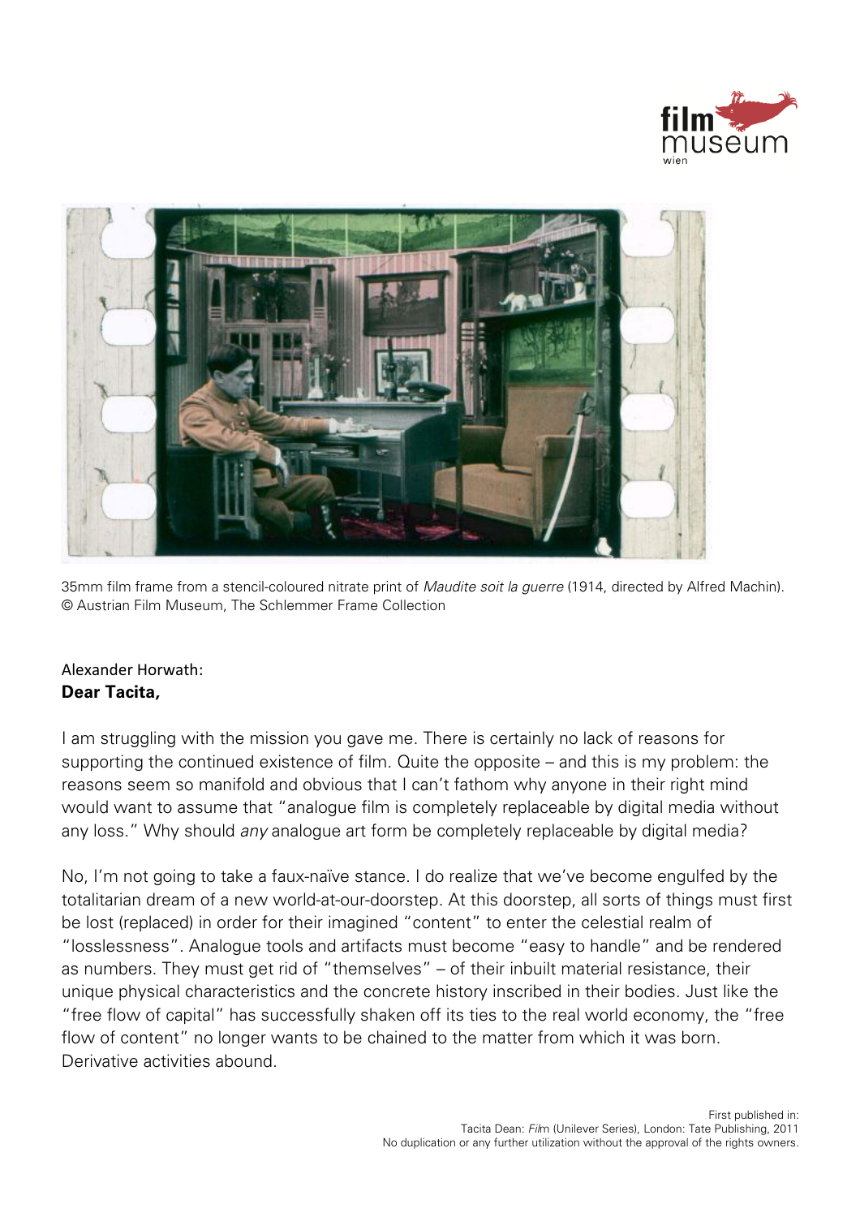35mm film frame from a stencil-coloured nitrate print of *Maudite soit la guerre* (1914, directed by Alfred Machin). © Austrian Film Museum, The Schlemmer Frame Collection

Alexander Horwath:

**Dear Tacita,**

I am struggling with the mission you gave me. There is certainly no lack of reasons for supporting the continued existence of film. Quite the opposite – and this is my problem: the reasons seem so manifold and obvious that I can't fathom why anyone in their right mind would want to assume that "analogue film is completely replaceable by digital media without any loss." Why should *any* analogue art form be completely replaceable by digital media?

No, I'm not going to take a faux-naïve stance. I do realize that we've become engulfed by the totalitarian dream of a new world-at-our-doorstep. At this doorstep, all sorts of things must first be lost (replaced) in order for their imagined "content" to enter the celestial realm of "losslessness". Analogue tools and artifacts must become "easy to handle" and be rendered as numbers. They must get rid of "themselves" – of their inbuilt material resistance, their unique physical characteristics and the concrete history inscribed in their bodies. Just like the "free flow of capital" has successfully shaken off its ties to the real world economy, the "free flow of content" no longer wants to be chained to the matter from which it was born. Derivative activities abound.

First published in:
Tacita Dean: *Film* (Unilever Series), London: Tate Publishing, 2011
No duplication or any further utilization without the approval of the rights owners.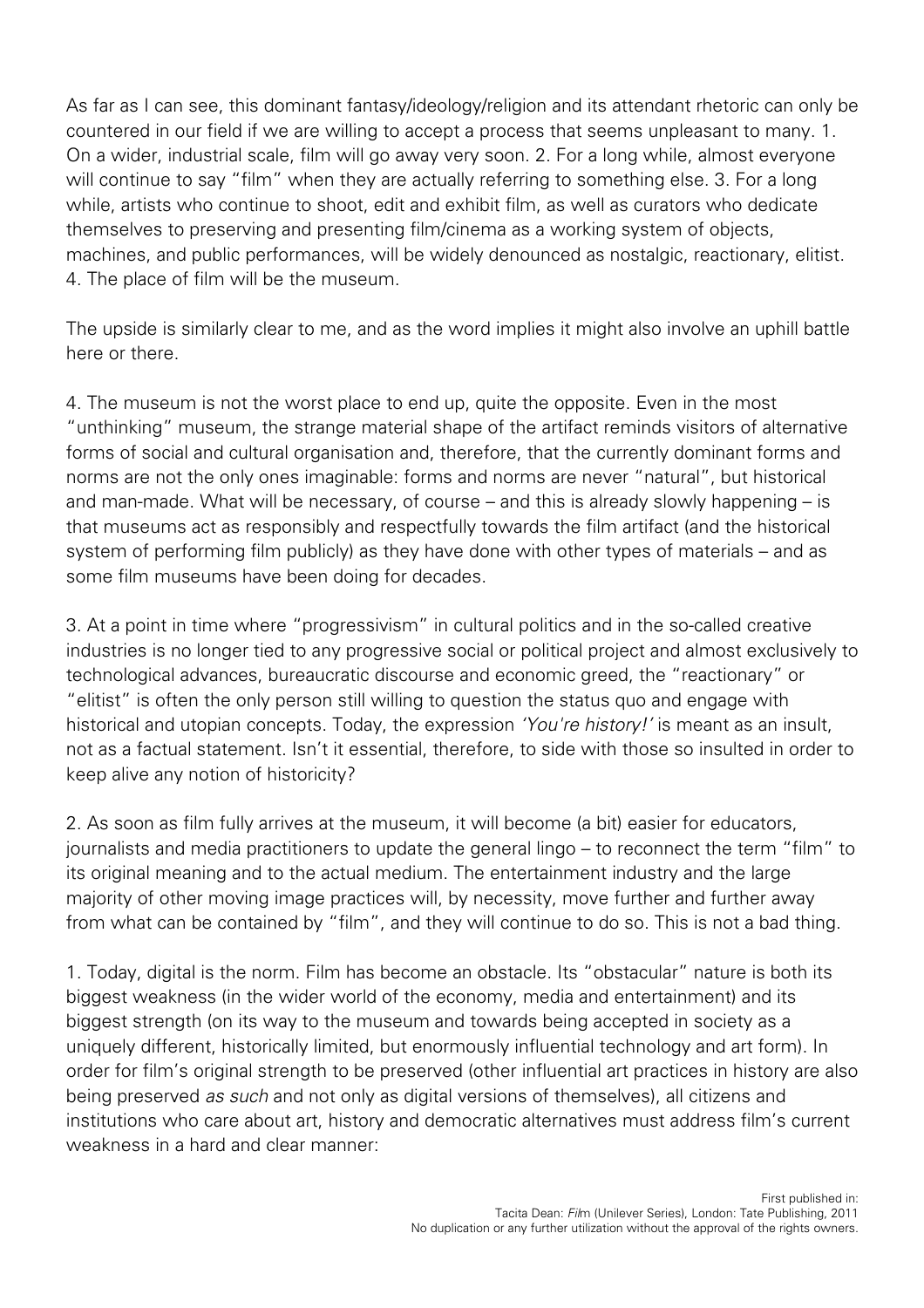As far as I can see, this dominant fantasy/ideology/religion and its attendant rhetoric can only be countered in our field if we are willing to accept a process that seems unpleasant to many. 1. On a wider, industrial scale, film will go away very soon. 2. For a long while, almost everyone will continue to say "film" when they are actually referring to something else. 3. For a long while, artists who continue to shoot, edit and exhibit film, as well as curators who dedicate themselves to preserving and presenting film/cinema as a working system of objects, machines, and public performances, will be widely denounced as nostalgic, reactionary, elitist. 4. The place of film will be the museum.

The upside is similarly clear to me, and as the word implies it might also involve an uphill battle here or there.

4. The museum is not the worst place to end up, quite the opposite. Even in the most "unthinking" museum, the strange material shape of the artifact reminds visitors of alternative forms of social and cultural organisation and, therefore, that the currently dominant forms and norms are not the only ones imaginable: forms and norms are never "natural", but historical and man-made. What will be necessary, of course – and this is already slowly happening – is that museums act as responsibly and respectfully towards the film artifact (and the historical system of performing film publicly) as they have done with other types of materials – and as some film museums have been doing for decades.

3. At a point in time where "progressivism" in cultural politics and in the so-called creative industries is no longer tied to any progressive social or political project and almost exclusively to technological advances, bureaucratic discourse and economic greed, the "reactionary" or "elitist" is often the only person still willing to question the status quo and engage with historical and utopian concepts. Today, the expression *'You're history!'* is meant as an insult, not as a factual statement. Isn't it essential, therefore, to side with those so insulted in order to keep alive any notion of historicity?

2. As soon as film fully arrives at the museum, it will become (a bit) easier for educators, journalists and media practitioners to update the general lingo – to reconnect the term "film" to its original meaning and to the actual medium. The entertainment industry and the large majority of other moving image practices will, by necessity, move further and further away from what can be contained by "film", and they will continue to do so. This is not a bad thing.

1. Today, digital is the norm. Film has become an obstacle. Its "obstacular" nature is both its biggest weakness (in the wider world of the economy, media and entertainment) and its biggest strength (on its way to the museum and towards being accepted in society as a uniquely different, historically limited, but enormously influential technology and art form). In order for film's original strength to be preserved (other influential art practices in history are also being preserved *as such* and not only as digital versions of themselves), all citizens and institutions who care about art, history and democratic alternatives must address film's current weakness in a hard and clear manner: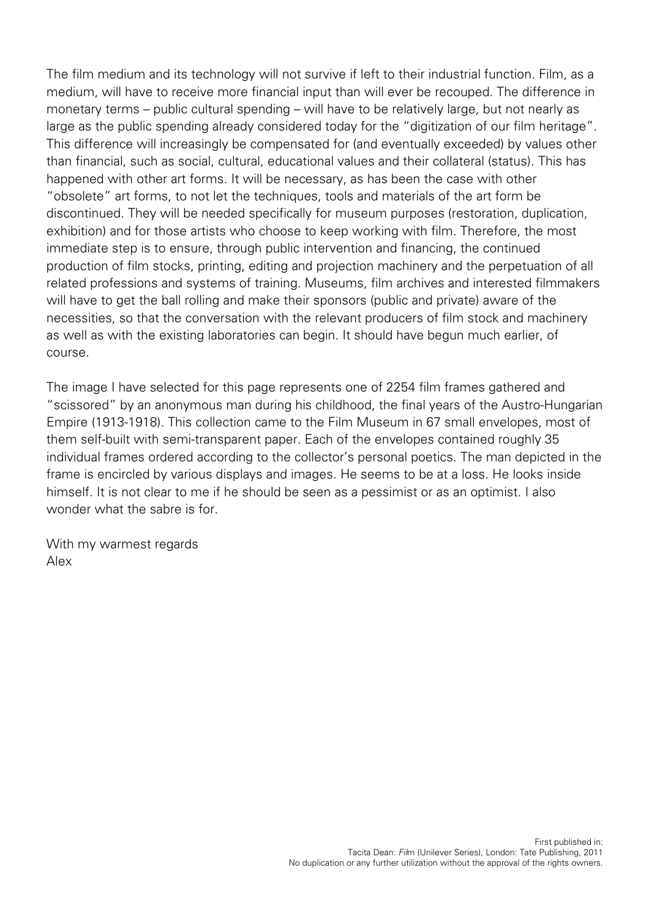The film medium and its technology will not survive if left to their industrial function. Film, as a medium, will have to receive more financial input than will ever be recouped. The difference in monetary terms – public cultural spending – will have to be relatively large, but not nearly as large as the public spending already considered today for the "digitization of our film heritage". This difference will increasingly be compensated for (and eventually exceeded) by values other than financial, such as social, cultural, educational values and their collateral (status). This has happened with other art forms. It will be necessary, as has been the case with other "obsolete" art forms, to not let the techniques, tools and materials of the art form be discontinued. They will be needed specifically for museum purposes (restoration, duplication, exhibition) and for those artists who choose to keep working with film. Therefore, the most immediate step is to ensure, through public intervention and financing, the continued production of film stocks, printing, editing and projection machinery and the perpetuation of all related professions and systems of training. Museums, film archives and interested filmmakers will have to get the ball rolling and make their sponsors (public and private) aware of the necessities, so that the conversation with the relevant producers of film stock and machinery as well as with the existing laboratories can begin. It should have begun much earlier, of course.

The image I have selected for this page represents one of 2254 film frames gathered and "scissored" by an anonymous man during his childhood, the final years of the Austro-Hungarian Empire (1913-1918). This collection came to the Film Museum in 67 small envelopes, most of them self-built with semi-transparent paper. Each of the envelopes contained roughly 35 individual frames ordered according to the collector's personal poetics. The man depicted in the frame is encircled by various displays and images. He seems to be at a loss. He looks inside himself. It is not clear to me if he should be seen as a pessimist or as an optimist. I also wonder what the sabre is for.

With my warmest regards
Alex

First published in:
Tacita Dean: *Film* (Unilever Series), London: Tate Publishing, 2011
No duplication or any further utilization without the approval of the rights owners.